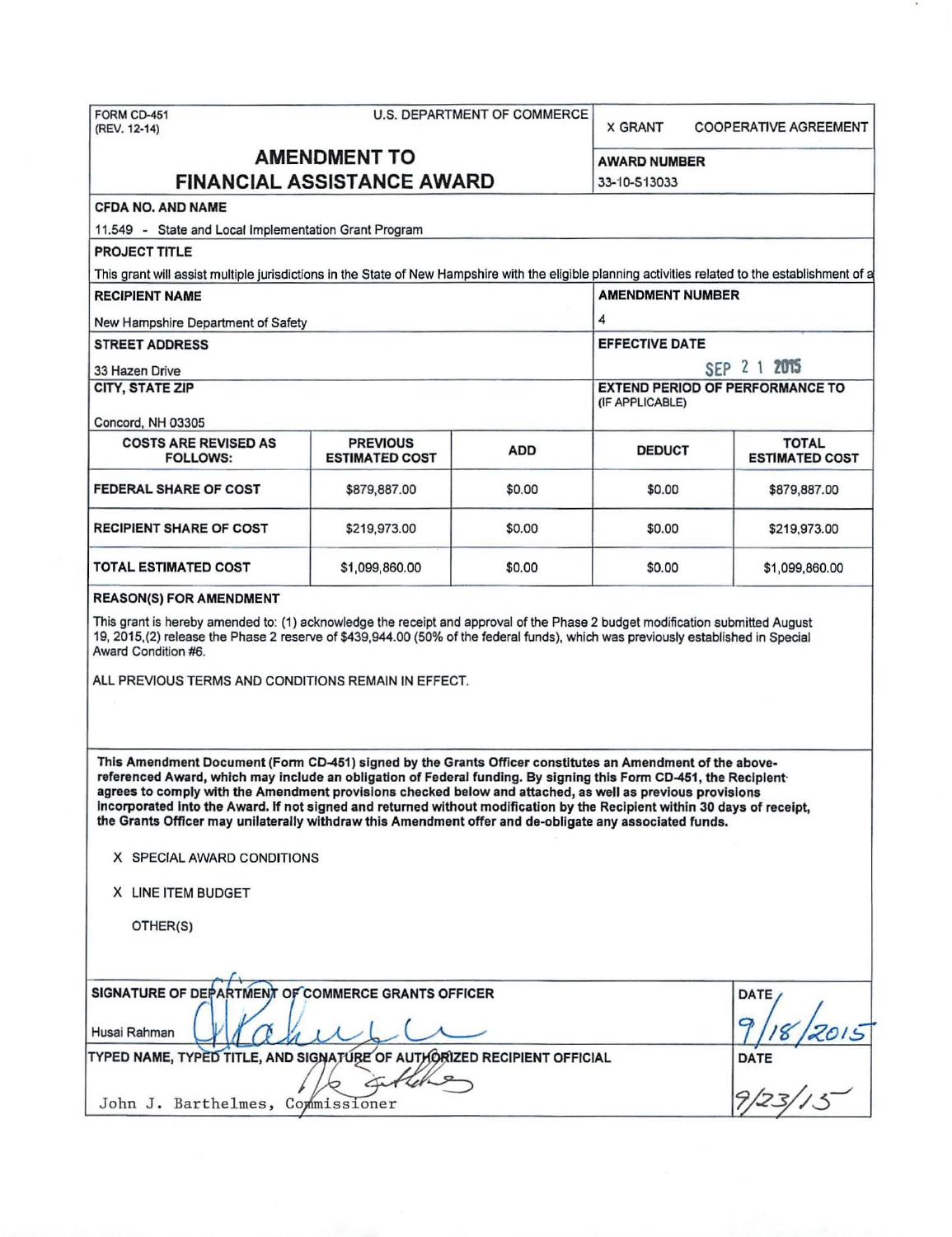FORM CD-451
(REV. 12-14)

U.S. DEPARTMENT OF COMMERCE

X GRANT  COOPERATIVE AGREEMENT

# AMENDMENT TO FINANCIAL ASSISTANCE AWARD

**AWARD NUMBER**
33-10-S13033

**CFDA NO. AND NAME**
11.549 - State and Local Implementation Grant Program

**PROJECT TITLE**
This grant will assist multiple jurisdictions in the State of New Hampshire with the eligible planning activities related to the establishment of a

**RECIPIENT NAME**
New Hampshire Department of Safety

**AMENDMENT NUMBER**
4

**STREET ADDRESS**
33 Hazen Drive

**EFFECTIVE DATE**
SEP 21 2015

**CITY, STATE ZIP**
Concord, NH 03305

**EXTEND PERIOD OF PERFORMANCE TO** (IF APPLICABLE)

| COSTS ARE REVISED AS FOLLOWS: | PREVIOUS ESTIMATED COST | ADD | DEDUCT | TOTAL ESTIMATED COST |
|---|---|---|---|---|
| FEDERAL SHARE OF COST | $879,887.00 | $0.00 | $0.00 | $879,887.00 |
| RECIPIENT SHARE OF COST | $219,973.00 | $0.00 | $0.00 | $219,973.00 |
| TOTAL ESTIMATED COST | $1,099,860.00 | $0.00 | $0.00 | $1,099,860.00 |

**REASON(S) FOR AMENDMENT**

This grant is hereby amended to: (1) acknowledge the receipt and approval of the Phase 2 budget modification submitted August 19, 2015,(2) release the Phase 2 reserve of $439,944.00 (50% of the federal funds), which was previously established in Special Award Condition #6.

ALL PREVIOUS TERMS AND CONDITIONS REMAIN IN EFFECT.

**This Amendment Document (Form CD-451) signed by the Grants Officer constitutes an Amendment of the above-referenced Award, which may include an obligation of Federal funding. By signing this Form CD-451, the Recipient agrees to comply with the Amendment provisions checked below and attached, as well as previous provisions incorporated into the Award. If not signed and returned without modification by the Recipient within 30 days of receipt, the Grants Officer may unilaterally withdraw this Amendment offer and de-obligate any associated funds.**

X SPECIAL AWARD CONDITIONS

X LINE ITEM BUDGET

OTHER(S)

**SIGNATURE OF DEPARTMENT OF COMMERCE GRANTS OFFICER**
Husai Rahman

**DATE**
9/18/2015

**TYPED NAME, TYPED TITLE, AND SIGNATURE OF AUTHORIZED RECIPIENT OFFICIAL**
John J. Barthelmes, Commissioner

**DATE**
9/23/15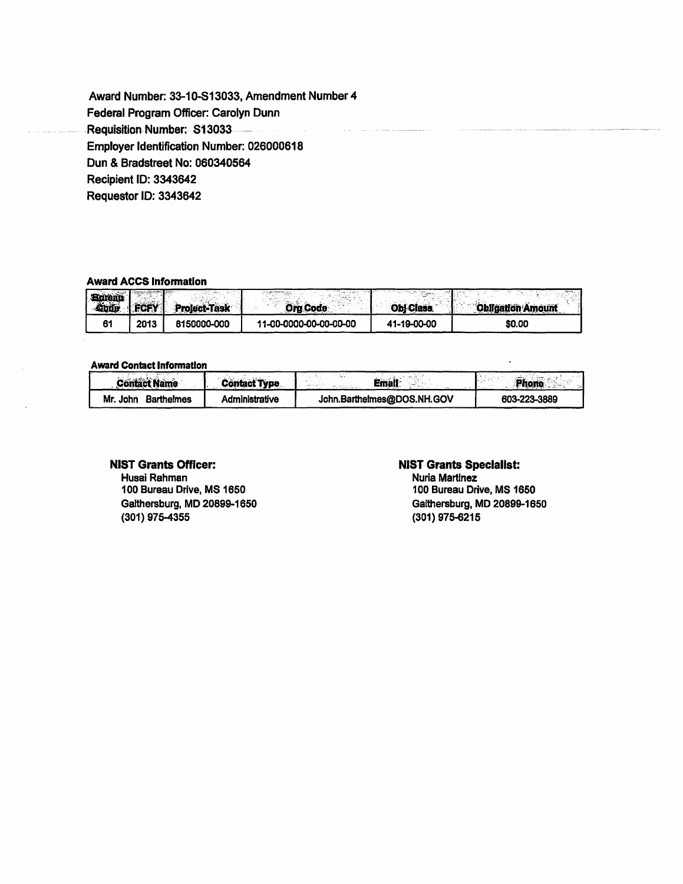Award Number: 33-10-S13033, Amendment Number 4

Federal Program Officer: Carolyn Dunn

Requisition Number: S13033

Employer Identification Number: 026000618

Dun & Bradstreet No: 060340564

Recipient ID: 3343642

Requestor ID: 3343642

**Award ACCS Information**

| Bureau Code | FCFY | Project-Task | Org Code | Obj Class | Obligation Amount |
|---|---|---|---|---|---|
| 61 | 2013 | 8150000-000 | 11-00-0000-00-00-00-00 | 41-19-00-00 | $0.00 |

**Award Contact Information**

| Contact Name | Contact Type | Email | Phone |
|---|---|---|---|
| Mr. John Barthelmes | Administrative | John.Barthelmes@DOS.NH.GOV | 603-223-3889 |

**NIST Grants Officer:**
Husai Rehman
100 Bureau Drive, MS 1650
Gaithersburg, MD 20899-1650
(301) 975-4355

**NIST Grants Specialist:**
Nuria Martinez
100 Bureau Drive, MS 1650
Gaithersburg, MD 20899-1650
(301) 975-6215